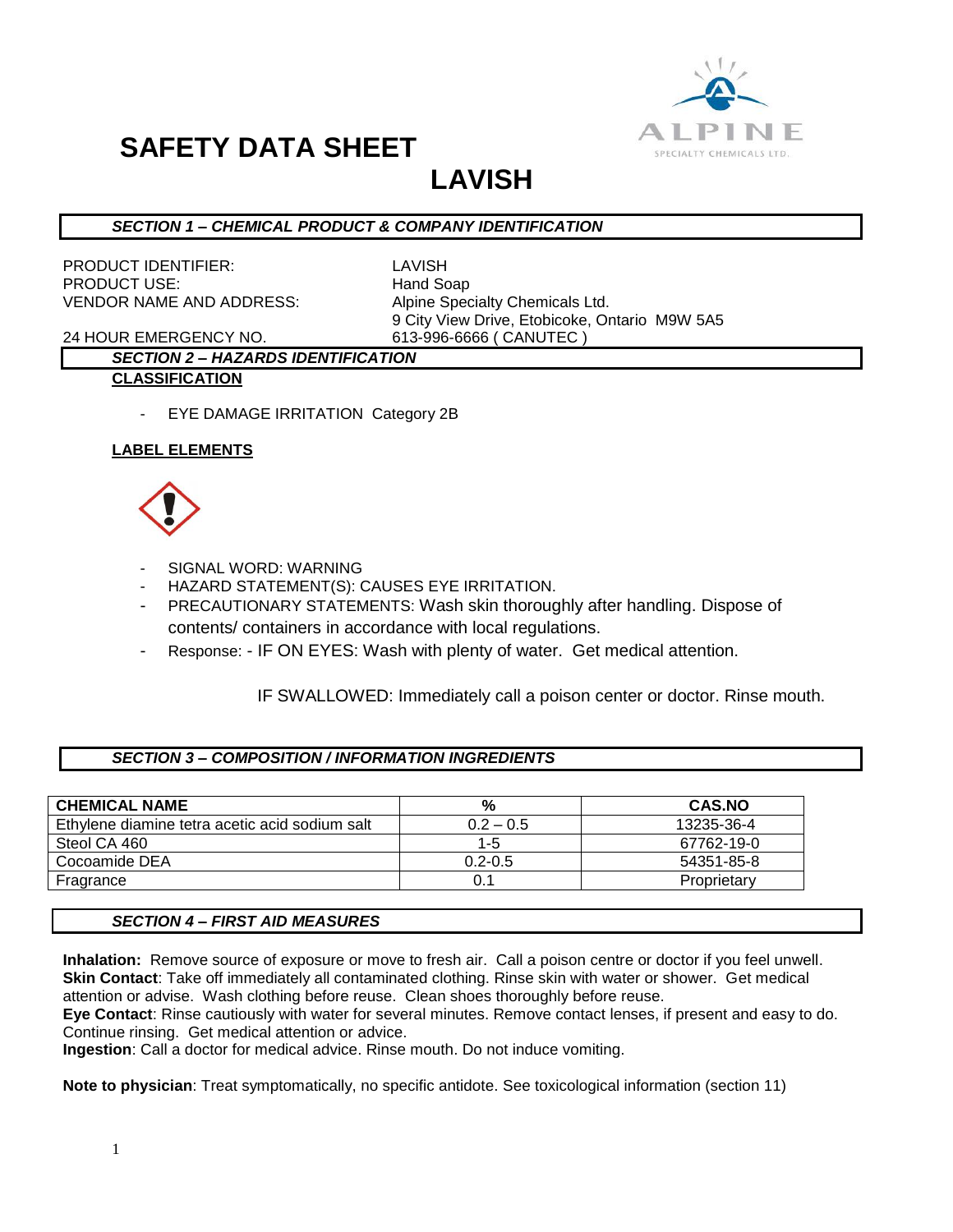# SAFETY DATA SHEET

# LAVISH

### *SECTION 1 – CHEMICAL PRODUCT & COMPANY IDENTIFICATION*

PRODUCT IDENTIFIER: LAVISH
PRODUCT USE: Hand Soap
VENDOR NAME AND ADDRESS: Alpine Specialty Chemicals Ltd.
9 City View Drive, Etobicoke, Ontario M9W 5A5
24 HOUR EMERGENCY NO. 613-996-6666 ( CANUTEC )

### *SECTION 2 – HAZARDS IDENTIFICATION*

**CLASSIFICATION**

- EYE DAMAGE IRRITATION Category 2B

**LABEL ELEMENTS**

- SIGNAL WORD: WARNING
- HAZARD STATEMENT(S): CAUSES EYE IRRITATION.
- PRECAUTIONARY STATEMENTS: Wash skin thoroughly after handling. Dispose of contents/ containers in accordance with local regulations.
- Response: - IF ON EYES: Wash with plenty of water. Get medical attention.

  IF SWALLOWED: Immediately call a poison center or doctor. Rinse mouth.

### *SECTION 3 – COMPOSITION / INFORMATION INGREDIENTS*

| CHEMICAL NAME | % | CAS.NO |
| --- | --- | --- |
| Ethylene diamine tetra acetic acid sodium salt | 0.2 – 0.5 | 13235-36-4 |
| Steol CA 460 | 1-5 | 67762-19-0 |
| Cocoamide DEA | 0.2-0.5 | 54351-85-8 |
| Fragrance | 0.1 | Proprietary |

### *SECTION 4 – FIRST AID MEASURES*

**Inhalation:** Remove source of exposure or move to fresh air. Call a poison centre or doctor if you feel unwell.
**Skin Contact**: Take off immediately all contaminated clothing. Rinse skin with water or shower. Get medical attention or advise. Wash clothing before reuse. Clean shoes thoroughly before reuse.
**Eye Contact**: Rinse cautiously with water for several minutes. Remove contact lenses, if present and easy to do. Continue rinsing. Get medical attention or advice.
**Ingestion**: Call a doctor for medical advice. Rinse mouth. Do not induce vomiting.

**Note to physician**: Treat symptomatically, no specific antidote. See toxicological information (section 11)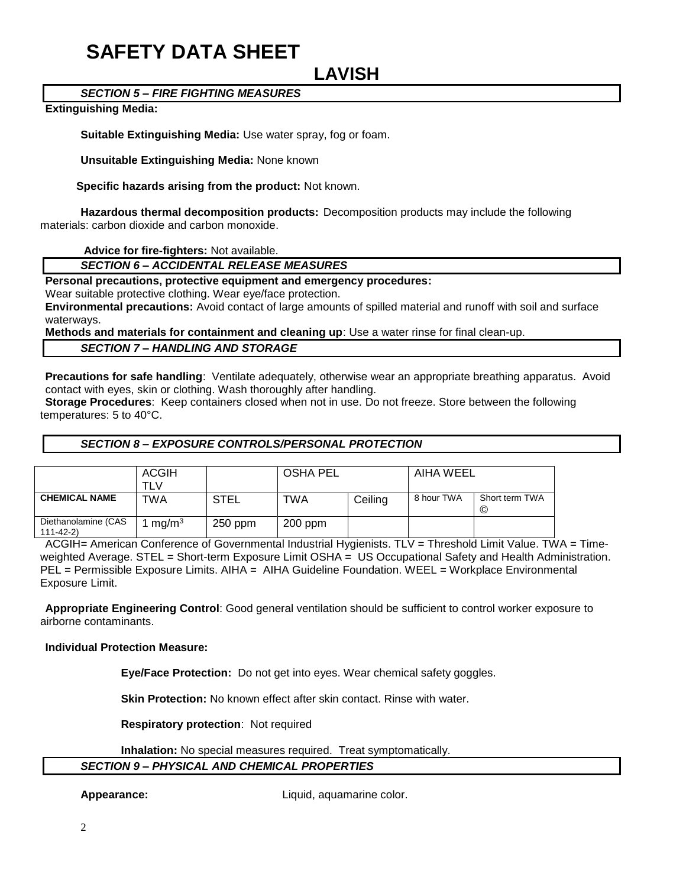# SAFETY DATA SHEET

## LAVISH

### *SECTION 5 – FIRE FIGHTING MEASURES*

**Extinguishing Media:**

**Suitable Extinguishing Media:** Use water spray, fog or foam.

**Unsuitable Extinguishing Media:** None known

**Specific hazards arising from the product:** Not known.

**Hazardous thermal decomposition products:** Decomposition products may include the following materials: carbon dioxide and carbon monoxide.

**Advice for fire-fighters:** Not available.

### *SECTION 6 – ACCIDENTAL RELEASE MEASURES*

**Personal precautions, protective equipment and emergency procedures:**
Wear suitable protective clothing. Wear eye/face protection.

**Environmental precautions:** Avoid contact of large amounts of spilled material and runoff with soil and surface waterways.

**Methods and materials for containment and cleaning up**: Use a water rinse for final clean-up.

### *SECTION 7 – HANDLING AND STORAGE*

**Precautions for safe handling**: Ventilate adequately, otherwise wear an appropriate breathing apparatus. Avoid contact with eyes, skin or clothing. Wash thoroughly after handling.

**Storage Procedures**: Keep containers closed when not in use. Do not freeze. Store between the following temperatures: 5 to 40°C.

### *SECTION 8 – EXPOSURE CONTROLS/PERSONAL PROTECTION*

| | ACGIH TLV | | OSHA PEL | | AIHA WEEL | |
|---|---|---|---|---|---|---|
| **CHEMICAL NAME** | TWA | STEL | TWA | Ceiling | 8 hour TWA | Short term TWA © |
| Diethanolamine (CAS 111-42-2) | 1 $mg/m^3$ | 250 ppm | 200 ppm | | | |

ACGIH= American Conference of Governmental Industrial Hygienists. TLV = Threshold Limit Value. TWA = Time-weighted Average. STEL = Short-term Exposure Limit OSHA = US Occupational Safety and Health Administration. PEL = Permissible Exposure Limits. AIHA = AIHA Guideline Foundation. WEEL = Workplace Environmental Exposure Limit.

**Appropriate Engineering Control**: Good general ventilation should be sufficient to control worker exposure to airborne contaminants.

**Individual Protection Measure:**

**Eye/Face Protection:** Do not get into eyes. Wear chemical safety goggles.

**Skin Protection:** No known effect after skin contact. Rinse with water.

**Respiratory protection**: Not required

**Inhalation:** No special measures required. Treat symptomatically.

### *SECTION 9 – PHYSICAL AND CHEMICAL PROPERTIES*

**Appearance:** Liquid, aquamarine color.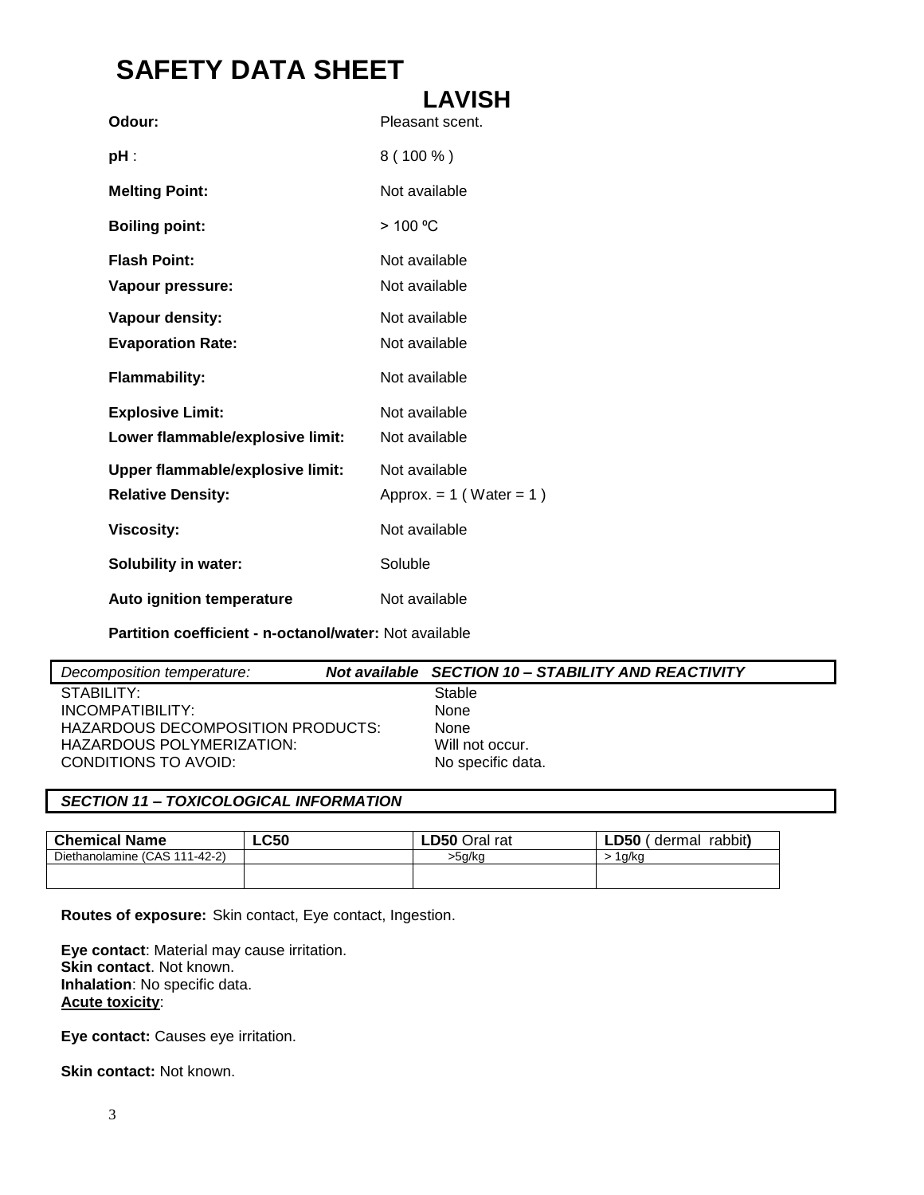# SAFETY DATA SHEET

## LAVISH

| | |
|---|---|
| **Odour:** | Pleasant scent. |
| **pH** : | 8 ( 100 % ) |
| **Melting Point:** | Not available |
| **Boiling point:** | > 100 ºC |
| **Flash Point:** | Not available |
| **Vapour pressure:** | Not available |
| **Vapour density:** | Not available |
| **Evaporation Rate:** | Not available |
| **Flammability:** | Not available |
| **Explosive Limit:** | Not available |
| **Lower flammable/explosive limit:** | Not available |
| **Upper flammable/explosive limit:** | Not available |
| **Relative Density:** | Approx. = 1 ( Water = 1 ) |
| **Viscosity:** | Not available |
| **Solubility in water:** | Soluble |
| **Auto ignition temperature** | Not available |

**Partition coefficient - n-octanol/water:** Not available

*Decomposition temperature:* ***Not available***

### *SECTION 10 – STABILITY AND REACTIVITY*

| | |
|---|---|
| STABILITY: | Stable |
| INCOMPATIBILITY: | None |
| HAZARDOUS DECOMPOSITION PRODUCTS: | None |
| HAZARDOUS POLYMERIZATION: | Will not occur. |
| CONDITIONS TO AVOID: | No specific data. |

### *SECTION 11 – TOXICOLOGICAL INFORMATION*

| **Chemical Name** | **LC50** | **LD50** Oral rat | **LD50** ( dermal rabbit**)** |
|---|---|---|---|
| Diethanolamine (CAS 111-42-2) | | >5g/kg | > 1g/kg |
| | | | |

**Routes of exposure:** Skin contact, Eye contact, Ingestion.

**Eye contact**: Material may cause irritation.
**Skin contact**. Not known.
**Inhalation**: No specific data.
**Acute toxicity**:

**Eye contact:** Causes eye irritation.

**Skin contact:** Not known.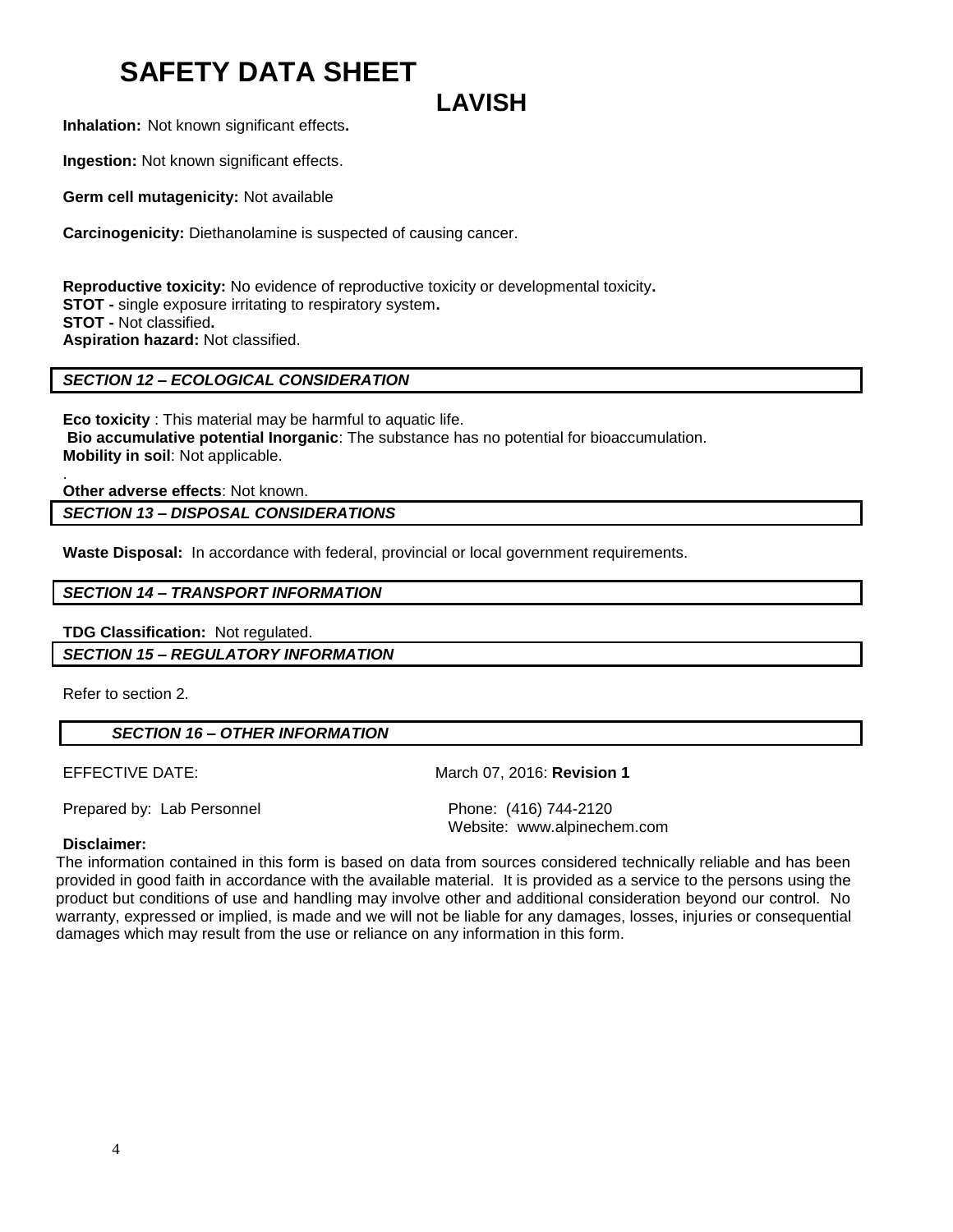# SAFETY DATA SHEET

## LAVISH

**Inhalation:** Not known significant effects**.**

**Ingestion:** Not known significant effects.

**Germ cell mutagenicity:** Not available

**Carcinogenicity:** Diethanolamine is suspected of causing cancer.

**Reproductive toxicity:** No evidence of reproductive toxicity or developmental toxicity**.**
**STOT -** single exposure irritating to respiratory system**.**
**STOT -** Not classified**.**
**Aspiration hazard:** Not classified.

### *SECTION 12 – ECOLOGICAL CONSIDERATION*

**Eco toxicity** : This material may be harmful to aquatic life.
**Bio accumulative potential Inorganic**: The substance has no potential for bioaccumulation.
**Mobility in soil**: Not applicable.

.
**Other adverse effects**: Not known.

### *SECTION 13 – DISPOSAL CONSIDERATIONS*

**Waste Disposal:** In accordance with federal, provincial or local government requirements.

### *SECTION 14 – TRANSPORT INFORMATION*

**TDG Classification:** Not regulated.

### *SECTION 15 – REGULATORY INFORMATION*

Refer to section 2.

### *SECTION 16 – OTHER INFORMATION*

EFFECTIVE DATE: March 07, 2016: **Revision 1**

Prepared by: Lab Personnel

Phone: (416) 744-2120
Website: www.alpinechem.com

**Disclaimer:**
The information contained in this form is based on data from sources considered technically reliable and has been provided in good faith in accordance with the available material. It is provided as a service to the persons using the product but conditions of use and handling may involve other and additional consideration beyond our control. No warranty, expressed or implied, is made and we will not be liable for any damages, losses, injuries or consequential damages which may result from the use or reliance on any information in this form.